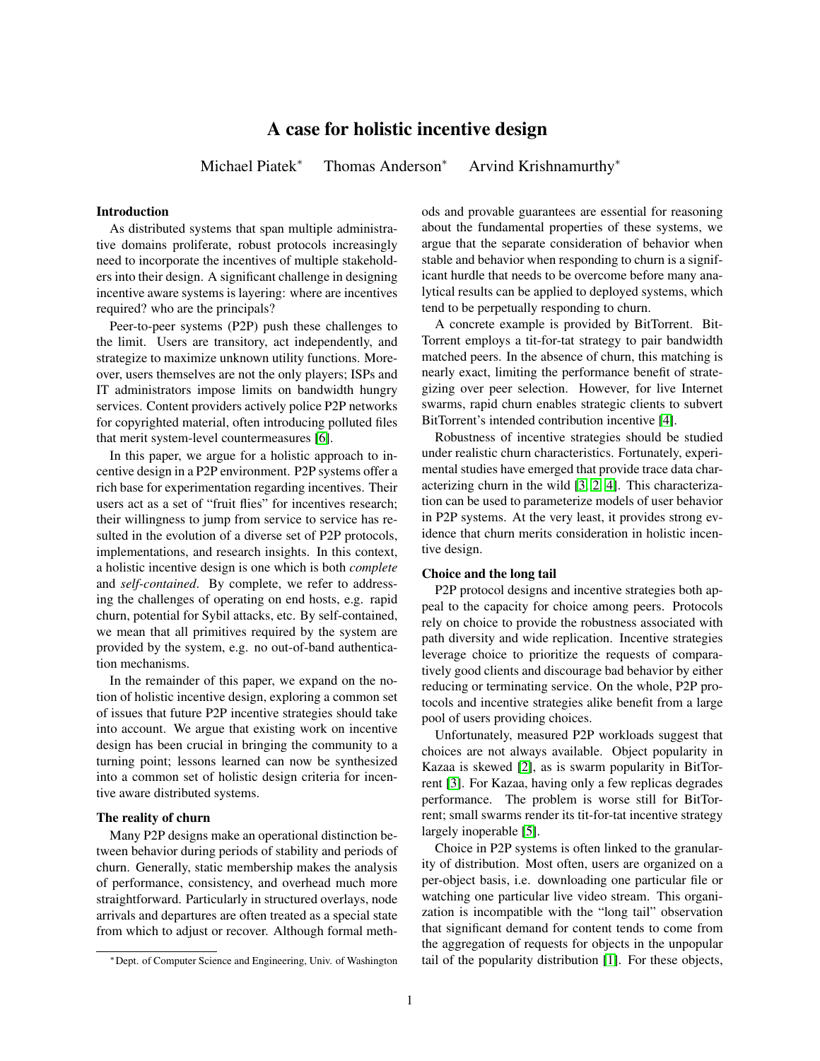# A case for holistic incentive design

Michael Piatek* Thomas Anderson* Arvind Krishnamurthy*

## Introduction

As distributed systems that span multiple administrative domains proliferate, robust protocols increasingly need to incorporate the incentives of multiple stakeholders into their design. A significant challenge in designing incentive aware systems is layering: where are incentives required? who are the principals?

Peer-to-peer systems (P2P) push these challenges to the limit. Users are transitory, act independently, and strategize to maximize unknown utility functions. Moreover, users themselves are not the only players; ISPs and IT administrators impose limits on bandwidth hungry services. Content providers actively police P2P networks for copyrighted material, often introducing polluted files that merit system-level countermeasures [6].

In this paper, we argue for a holistic approach to incentive design in a P2P environment. P2P systems offer a rich base for experimentation regarding incentives. Their users act as a set of "fruit flies" for incentives research; their willingness to jump from service to service has resulted in the evolution of a diverse set of P2P protocols, implementations, and research insights. In this context, a holistic incentive design is one which is both *complete* and *self-contained*. By complete, we refer to addressing the challenges of operating on end hosts, e.g. rapid churn, potential for Sybil attacks, etc. By self-contained, we mean that all primitives required by the system are provided by the system, e.g. no out-of-band authentication mechanisms.

In the remainder of this paper, we expand on the notion of holistic incentive design, exploring a common set of issues that future P2P incentive strategies should take into account. We argue that existing work on incentive design has been crucial in bringing the community to a turning point; lessons learned can now be synthesized into a common set of holistic design criteria for incentive aware distributed systems.

## The reality of churn

Many P2P designs make an operational distinction between behavior during periods of stability and periods of churn. Generally, static membership makes the analysis of performance, consistency, and overhead much more straightforward. Particularly in structured overlays, node arrivals and departures are often treated as a special state from which to adjust or recover. Although formal methods and provable guarantees are essential for reasoning about the fundamental properties of these systems, we argue that the separate consideration of behavior when stable and behavior when responding to churn is a significant hurdle that needs to be overcome before many analytical results can be applied to deployed systems, which tend to be perpetually responding to churn.

A concrete example is provided by BitTorrent. BitTorrent employs a tit-for-tat strategy to pair bandwidth matched peers. In the absence of churn, this matching is nearly exact, limiting the performance benefit of strategizing over peer selection. However, for live Internet swarms, rapid churn enables strategic clients to subvert BitTorrent's intended contribution incentive [4].

Robustness of incentive strategies should be studied under realistic churn characteristics. Fortunately, experimental studies have emerged that provide trace data characterizing churn in the wild [3, 2, 4]. This characterization can be used to parameterize models of user behavior in P2P systems. At the very least, it provides strong evidence that churn merits consideration in holistic incentive design.

## Choice and the long tail

P2P protocol designs and incentive strategies both appeal to the capacity for choice among peers. Protocols rely on choice to provide the robustness associated with path diversity and wide replication. Incentive strategies leverage choice to prioritize the requests of comparatively good clients and discourage bad behavior by either reducing or terminating service. On the whole, P2P protocols and incentive strategies alike benefit from a large pool of users providing choices.

Unfortunately, measured P2P workloads suggest that choices are not always available. Object popularity in Kazaa is skewed [2], as is swarm popularity in BitTorrent [3]. For Kazaa, having only a few replicas degrades performance. The problem is worse still for BitTorrent; small swarms render its tit-for-tat incentive strategy largely inoperable [5].

Choice in P2P systems is often linked to the granularity of distribution. Most often, users are organized on a per-object basis, i.e. downloading one particular file or watching one particular live video stream. This organization is incompatible with the "long tail" observation that significant demand for content tends to come from the aggregation of requests for objects in the unpopular tail of the popularity distribution [1]. For these objects,

*Dept. of Computer Science and Engineering, Univ. of Washington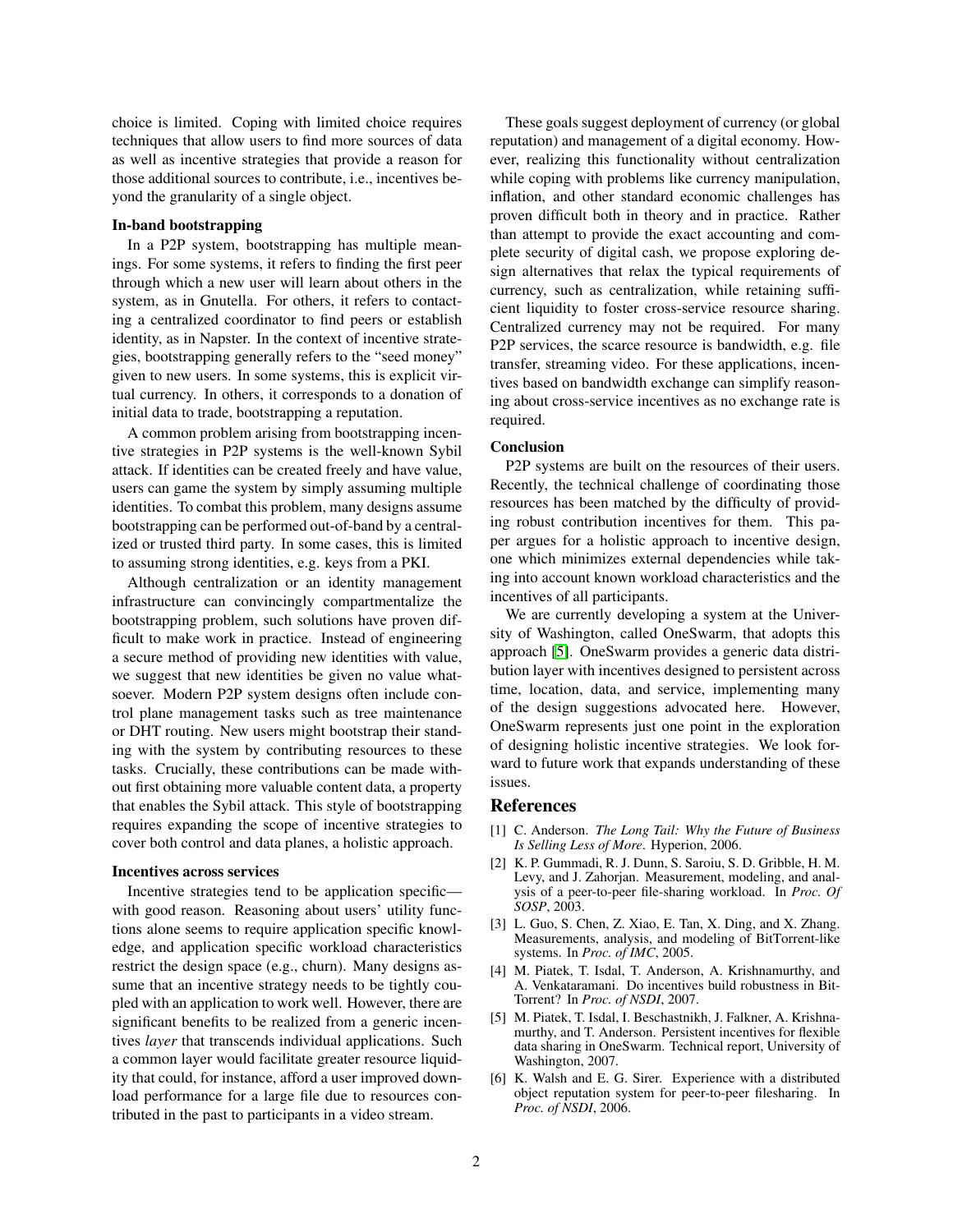choice is limited. Coping with limited choice requires techniques that allow users to find more sources of data as well as incentive strategies that provide a reason for those additional sources to contribute, i.e., incentives beyond the granularity of a single object.

**In-band bootstrapping**

In a P2P system, bootstrapping has multiple meanings. For some systems, it refers to finding the first peer through which a new user will learn about others in the system, as in Gnutella. For others, it refers to contacting a centralized coordinator to find peers or establish identity, as in Napster. In the context of incentive strategies, bootstrapping generally refers to the "seed money" given to new users. In some systems, this is explicit virtual currency. In others, it corresponds to a donation of initial data to trade, bootstrapping a reputation.

A common problem arising from bootstrapping incentive strategies in P2P systems is the well-known Sybil attack. If identities can be created freely and have value, users can game the system by simply assuming multiple identities. To combat this problem, many designs assume bootstrapping can be performed out-of-band by a centralized or trusted third party. In some cases, this is limited to assuming strong identities, e.g. keys from a PKI.

Although centralization or an identity management infrastructure can convincingly compartmentalize the bootstrapping problem, such solutions have proven difficult to make work in practice. Instead of engineering a secure method of providing new identities with value, we suggest that new identities be given no value whatsoever. Modern P2P system designs often include control plane management tasks such as tree maintenance or DHT routing. New users might bootstrap their standing with the system by contributing resources to these tasks. Crucially, these contributions can be made without first obtaining more valuable content data, a property that enables the Sybil attack. This style of bootstrapping requires expanding the scope of incentive strategies to cover both control and data planes, a holistic approach.

**Incentives across services**

Incentive strategies tend to be application specific—with good reason. Reasoning about users' utility functions alone seems to require application specific knowledge, and application specific workload characteristics restrict the design space (e.g., churn). Many designs assume that an incentive strategy needs to be tightly coupled with an application to work well. However, there are significant benefits to be realized from a generic incentives *layer* that transcends individual applications. Such a common layer would facilitate greater resource liquidity that could, for instance, afford a user improved download performance for a large file due to resources contributed in the past to participants in a video stream.

These goals suggest deployment of currency (or global reputation) and management of a digital economy. However, realizing this functionality without centralization while coping with problems like currency manipulation, inflation, and other standard economic challenges has proven difficult both in theory and in practice. Rather than attempt to provide the exact accounting and complete security of digital cash, we propose exploring design alternatives that relax the typical requirements of currency, such as centralization, while retaining sufficient liquidity to foster cross-service resource sharing. Centralized currency may not be required. For many P2P services, the scarce resource is bandwidth, e.g. file transfer, streaming video. For these applications, incentives based on bandwidth exchange can simplify reasoning about cross-service incentives as no exchange rate is required.

**Conclusion**

P2P systems are built on the resources of their users. Recently, the technical challenge of coordinating those resources has been matched by the difficulty of providing robust contribution incentives for them. This paper argues for a holistic approach to incentive design, one which minimizes external dependencies while taking into account known workload characteristics and the incentives of all participants.

We are currently developing a system at the University of Washington, called OneSwarm, that adopts this approach [5]. OneSwarm provides a generic data distribution layer with incentives designed to persistent across time, location, data, and service, implementing many of the design suggestions advocated here. However, OneSwarm represents just one point in the exploration of designing holistic incentive strategies. We look forward to future work that expands understanding of these issues.

## References

[1] C. Anderson. *The Long Tail: Why the Future of Business Is Selling Less of More*. Hyperion, 2006.

[2] K. P. Gummadi, R. J. Dunn, S. Saroiu, S. D. Gribble, H. M. Levy, and J. Zahorjan. Measurement, modeling, and analysis of a peer-to-peer file-sharing workload. In *Proc. Of SOSP*, 2003.

[3] L. Guo, S. Chen, Z. Xiao, E. Tan, X. Ding, and X. Zhang. Measurements, analysis, and modeling of BitTorrent-like systems. In *Proc. of IMC*, 2005.

[4] M. Piatek, T. Isdal, T. Anderson, A. Krishnamurthy, and A. Venkataramani. Do incentives build robustness in BitTorrent? In *Proc. of NSDI*, 2007.

[5] M. Piatek, T. Isdal, I. Beschastnikh, J. Falkner, A. Krishnamurthy, and T. Anderson. Persistent incentives for flexible data sharing in OneSwarm. Technical report, University of Washington, 2007.

[6] K. Walsh and E. G. Sirer. Experience with a distributed object reputation system for peer-to-peer filesharing. In *Proc. of NSDI*, 2006.